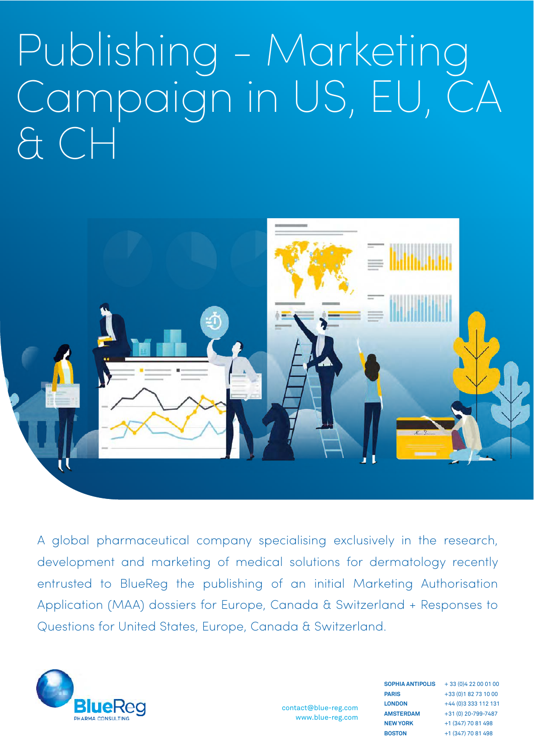# Publishing - Marketing Campaign in US, EU, CA & CH

A global pharmaceutical company specialising exclusively in the research, development and marketing of medical solutions for dermatology recently entrusted to BlueReg the publishing of an initial Marketing Authorisation Application (MAA) dossiers for Europe, Canada & Switzerland + Responses to Questions for United States, Europe, Canada & Switzerland.

BlueReg PHARMA CONSULTING

contact@blue-reg.com
www.blue-reg.com

| | |
|---|---|
| SOPHIA ANTIPOLIS | + 33 (0)4 22 00 01 00 |
| PARIS | +33 (0)1 82 73 10 00 |
| LONDON | +44 (0)3 333 112 131 |
| AMSTERDAM | +31 (0) 20-799-7487 |
| NEW YORK | +1 (347) 70 81 498 |
| BOSTON | +1 (347) 70 81 498 |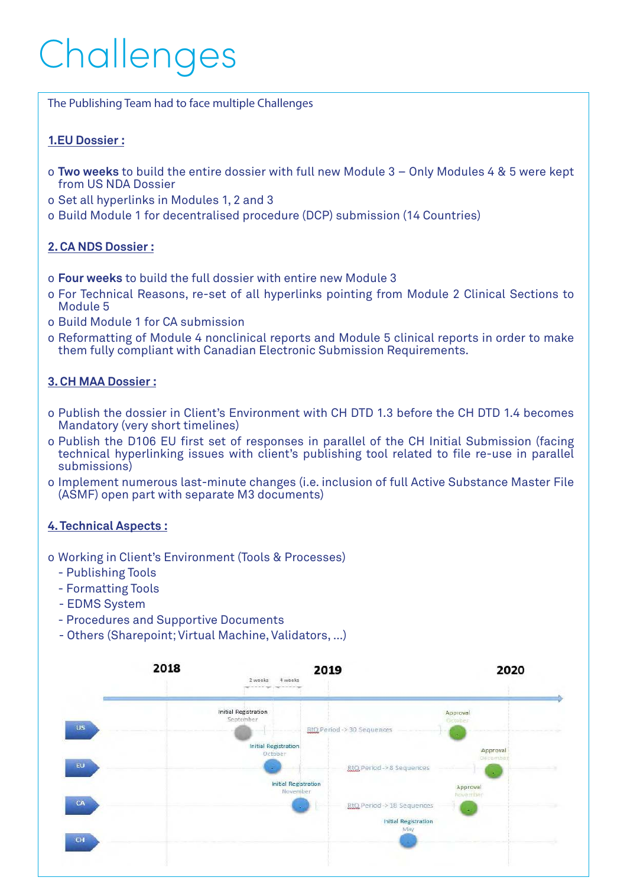# Challenges

The Publishing Team had to face multiple Challenges

**1.EU Dossier :**

- **Two weeks** to build the entire dossier with full new Module 3 – Only Modules 4 & 5 were kept from US NDA Dossier
- Set all hyperlinks in Modules 1, 2 and 3
- Build Module 1 for decentralised procedure (DCP) submission (14 Countries)

**2. CA NDS Dossier :**

- **Four weeks** to build the full dossier with entire new Module 3
- For Technical Reasons, re-set of all hyperlinks pointing from Module 2 Clinical Sections to Module 5
- Build Module 1 for CA submission
- Reformatting of Module 4 nonclinical reports and Module 5 clinical reports in order to make them fully compliant with Canadian Electronic Submission Requirements.

**3. CH MAA Dossier :**

- Publish the dossier in Client's Environment with CH DTD 1.3 before the CH DTD 1.4 becomes Mandatory (very short timelines)
- Publish the D106 EU first set of responses in parallel of the CH Initial Submission (facing technical hyperlinking issues with client's publishing tool related to file re-use in parallel submissions)
- Implement numerous last-minute changes (i.e. inclusion of full Active Substance Master File (ASMF) open part with separate M3 documents)

**4. Technical Aspects :**

- Working in Client's Environment (Tools & Processes)
  - Publishing Tools
  - Formatting Tools
  - EDMS System
  - Procedures and Supportive Documents
  - Others (Sharepoint; Virtual Machine, Validators, ...)

2018 | 2019 | 2020

2 weeks | 4 weeks

US: Initial Registration September — RtQ Period -> 30 Sequences — Approval October

EU: Initial Registration October — RtQ Period -> 8 Sequences — Approval December

CA: Initial Registration November — RtQ Period -> 18 Sequences — Approval November

CH: Initial Registration May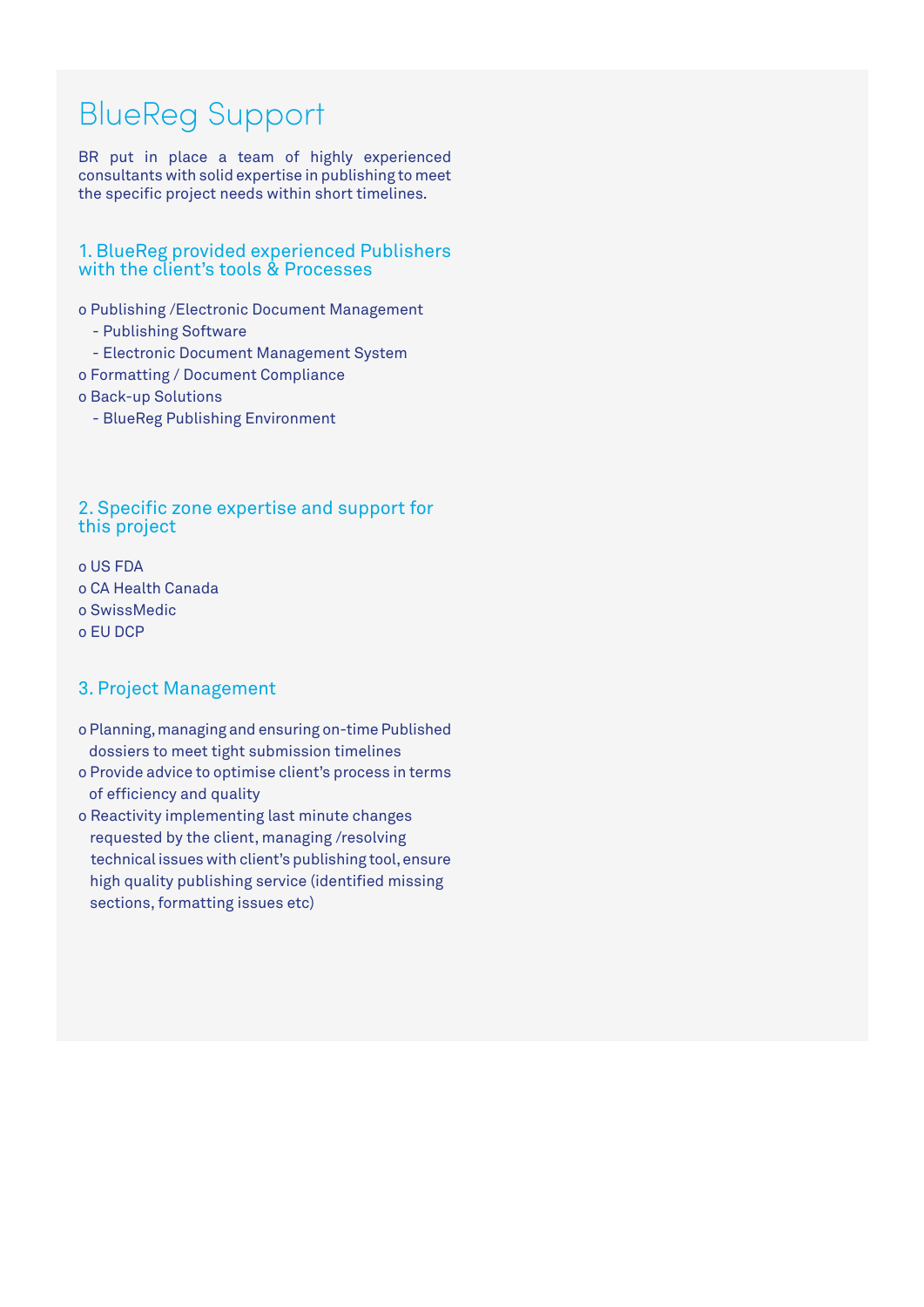# BlueReg Support

BR put in place a team of highly experienced consultants with solid expertise in publishing to meet the specific project needs within short timelines.

## 1. BlueReg provided experienced Publishers with the client's tools & Processes

- Publishing /Electronic Document Management
  - Publishing Software
  - Electronic Document Management System
- Formatting / Document Compliance
- Back-up Solutions
  - BlueReg Publishing Environment

## 2. Specific zone expertise and support for this project

- US FDA
- CA Health Canada
- SwissMedic
- EU DCP

## 3. Project Management

- Planning, managing and ensuring on-time Published dossiers to meet tight submission timelines
- Provide advice to optimise client's process in terms of efficiency and quality
- Reactivity implementing last minute changes requested by the client, managing /resolving technical issues with client's publishing tool, ensure high quality publishing service (identified missing sections, formatting issues etc)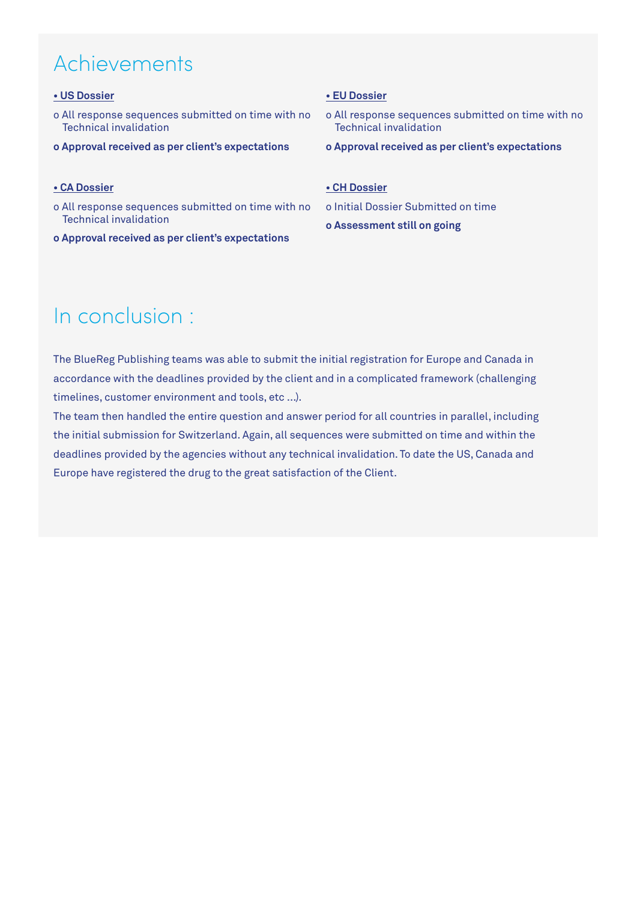## Achievements

**• US Dossier**

- o All response sequences submitted on time with no Technical invalidation
- **o Approval received as per client's expectations**

**• EU Dossier**

- o All response sequences submitted on time with no Technical invalidation
- **o Approval received as per client's expectations**

**• CA Dossier**

- o All response sequences submitted on time with no Technical invalidation
- **o Approval received as per client's expectations**

**• CH Dossier**

- o Initial Dossier Submitted on time
- **o Assessment still on going**

## In conclusion :

The BlueReg Publishing teams was able to submit the initial registration for Europe and Canada in accordance with the deadlines provided by the client and in a complicated framework (challenging timelines, customer environment and tools, etc ...).

The team then handled the entire question and answer period for all countries in parallel, including the initial submission for Switzerland. Again, all sequences were submitted on time and within the deadlines provided by the agencies without any technical invalidation. To date the US, Canada and Europe have registered the drug to the great satisfaction of the Client.